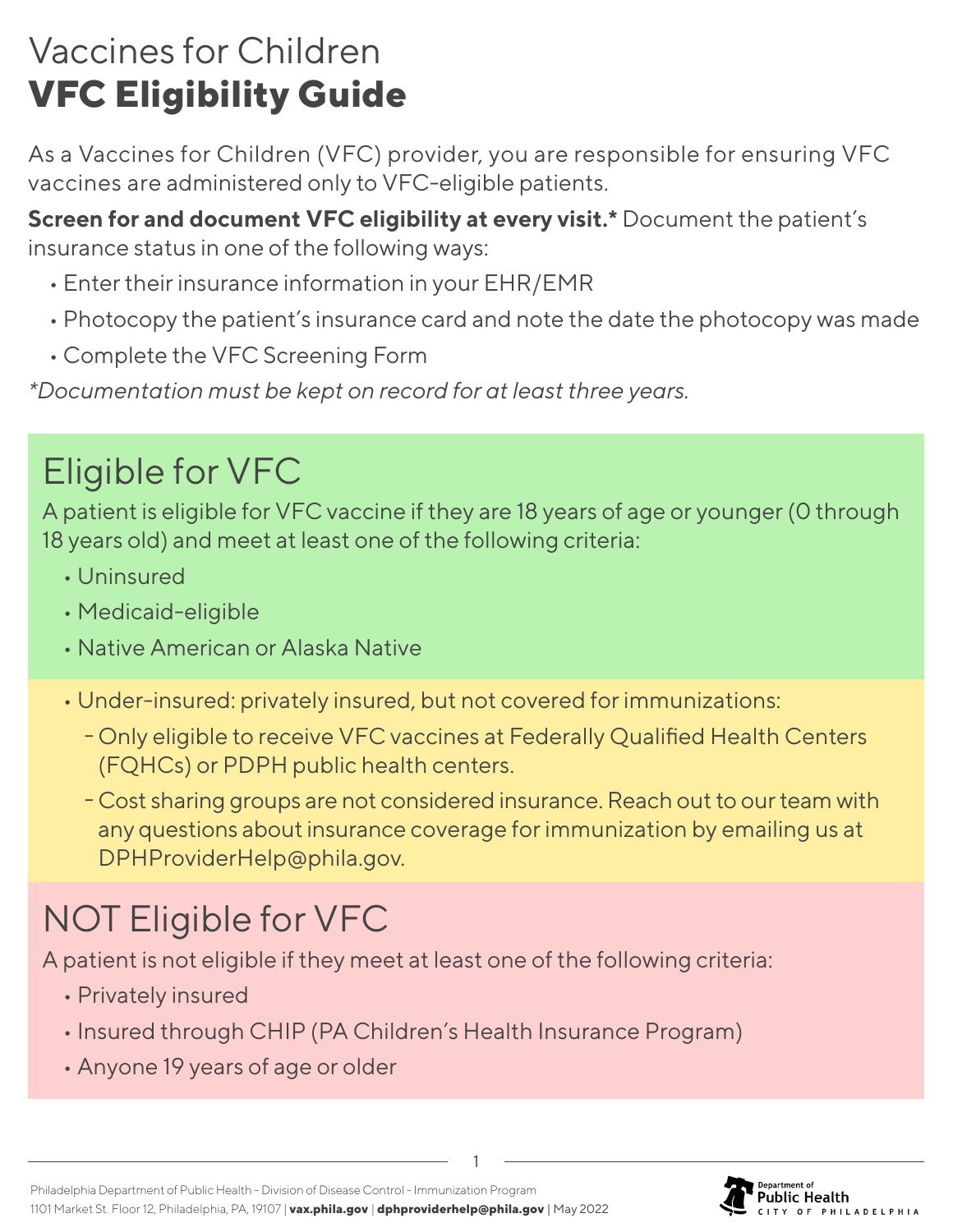# Vaccines for Children

# **VFC Eligibility Guide**

As a Vaccines for Children (VFC) provider, you are responsible for ensuring VFC vaccines are administered only to VFC-eligible patients.

**Screen for and document VFC eligibility at every visit.*** Document the patient's insurance status in one of the following ways:

- Enter their insurance information in your EHR/EMR
- Photocopy the patient's insurance card and note the date the photocopy was made
- Complete the VFC Screening Form

*\*Documentation must be kept on record for at least three years.*

## Eligible for VFC

A patient is eligible for VFC vaccine if they are 18 years of age or younger (0 through 18 years old) and meet at least one of the following criteria:

- Uninsured
- Medicaid-eligible
- Native American or Alaska Native
- Under-insured: privately insured, but not covered for immunizations:
  - Only eligible to receive VFC vaccines at Federally Qualified Health Centers (FQHCs) or PDPH public health centers.
  - Cost sharing groups are not considered insurance. Reach out to our team with any questions about insurance coverage for immunization by emailing us at DPHProviderHelp@phila.gov.

## NOT Eligible for VFC

A patient is not eligible if they meet at least one of the following criteria:

- Privately insured
- Insured through CHIP (PA Children's Health Insurance Program)
- Anyone 19 years of age or older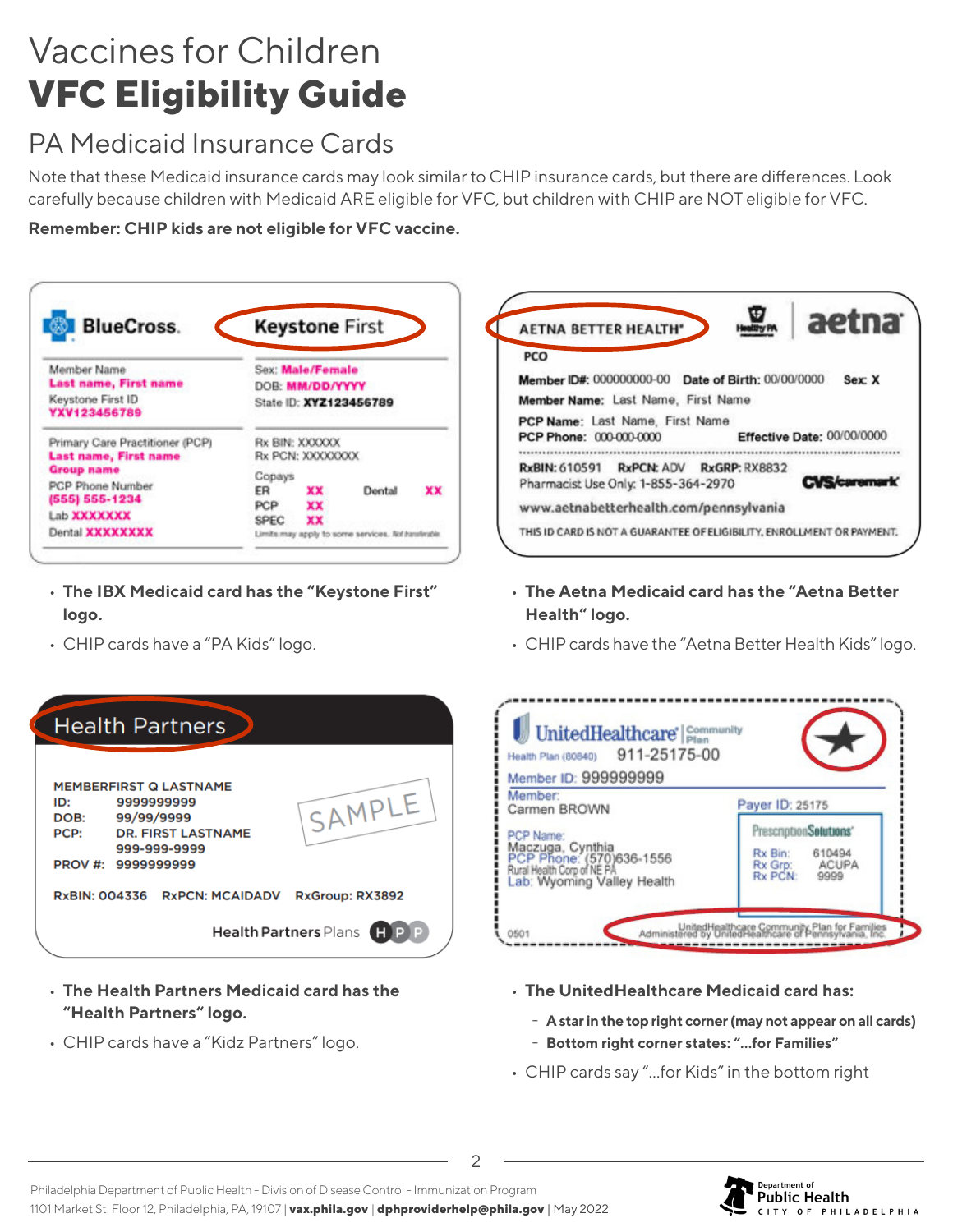// Vaccines for Children

# VFC Eligibility Guide

## PA Medicaid Insurance Cards

Note that these Medicaid insurance cards may look similar to CHIP insurance cards, but there are differences. Look carefully because children with Medicaid ARE eligible for VFC, but children with CHIP are NOT eligible for VFC.

**Remember: CHIP kids are not eligible for VFC vaccine.**

BlueCross. Keystone First

Member Name
Last name, First name
Keystone First ID
YXV123456789

Sex: Male/Female
DOB: MM/DD/YYYY
State ID: XYZ123456789

Primary Care Practitioner (PCP)
Last name, First name
Group name
PCP Phone Number
(555) 555-1234
Lab XXXXXXX
Dental XXXXXXXX

Rx BIN: XXXXXX
Rx PCN: XXXXXXXX
Copays
ER XX Dental XX
PCP XX
SPEC XX
Limits may apply to some services. Not transferable.

- **The IBX Medicaid card has the "Keystone First" logo.**
- CHIP cards have a "PA Kids" logo.

AETNA BETTER HEALTH® Healthy PA aetna

PCO

Member ID#: 000000000-00 Date of Birth: 00/00/0000 Sex: X
Member Name: Last Name, First Name
PCP Name: Last Name, First Name
PCP Phone: 000-000-0000 Effective Date: 00/00/0000

RxBIN: 610591 RxPCN: ADV RxGRP: RX8832
Pharmacist Use Only: 1-855-364-2970 CVS/caremark
www.aetnabetterhealth.com/pennsylvania
THIS ID CARD IS NOT A GUARANTEE OF ELIGIBILITY, ENROLLMENT OR PAYMENT.

- **The Aetna Medicaid card has the "Aetna Better Health" logo.**
- CHIP cards have the "Aetna Better Health Kids" logo.

Health Partners

MEMBERFIRST Q LASTNAME
ID: 9999999999
DOB: 99/99/9999
PCP: DR. FIRST LASTNAME
999-999-9999
PROV #: 9999999999

SAMPLE

RxBIN: 004336 RxPCN: MCAIDADV RxGroup: RX3892

Health Partners Plans HPP

- **The Health Partners Medicaid card has the "Health Partners" logo.**
- CHIP cards have a "Kidz Partners" logo.

UnitedHealthcare Community Plan
Health Plan (80840) 911-25175-00
Member ID: 999999999
Member:
Carmen BROWN
Payer ID: 25175
PCP Name:
Maczuga, Cynthia
PCP Phone: (570)636-1556
Rural Health Corp of NE PA
Lab: Wyoming Valley Health

PrescriptionSolutions
Rx Bin: 610494
Rx Grp: ACUPA
Rx PCN: 9999

0501 UnitedHealthcare Community Plan for Families
Administered by UnitedHealthcare of Pennsylvania, Inc.

- **The UnitedHealthcare Medicaid card has:**
  - **A star in the top right corner (may not appear on all cards)**
  - **Bottom right corner states: "...for Families"**
- CHIP cards say "...for Kids" in the bottom right

Philadelphia Department of Public Health - Division of Disease Control - Immunization Program
1101 Market St. Floor 12, Philadelphia, PA, 19107 | **vax.phila.gov** | **dphproviderhelp@phila.gov** | May 2022

Department of Public Health CITY OF PHILADELPHIA